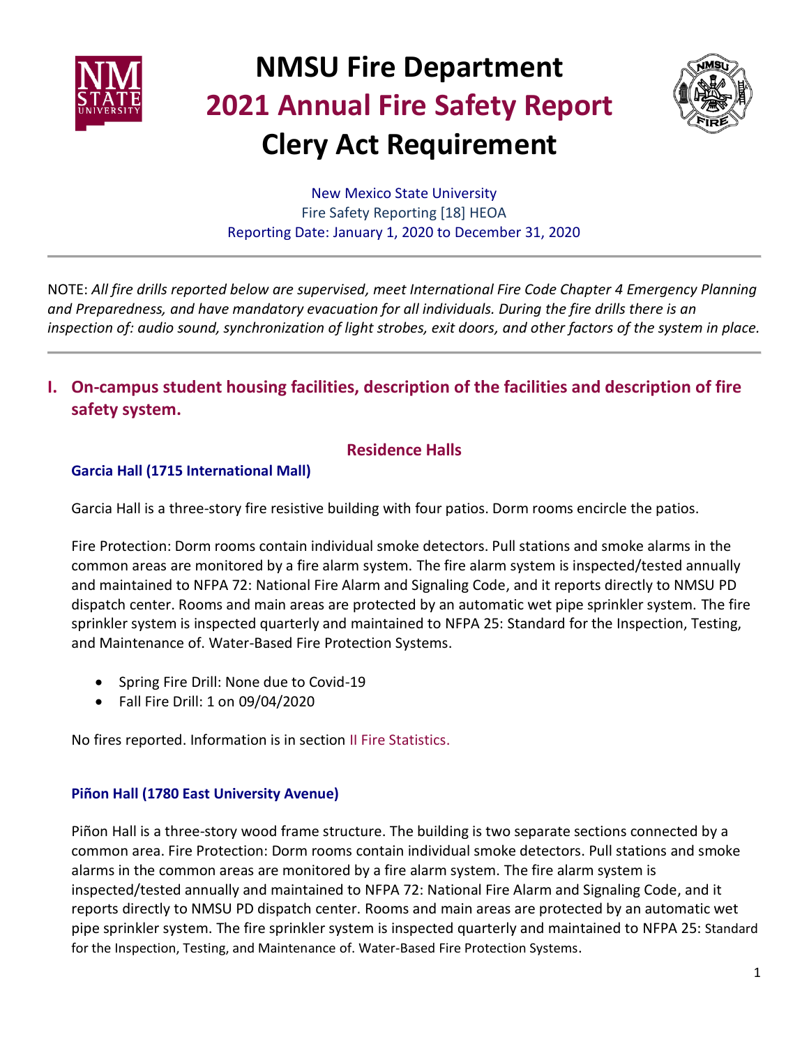# NMSU Fire Department
# 2021 Annual Fire Safety Report
# Clery Act Requirement

New Mexico State University
Fire Safety Reporting [18] HEOA
Reporting Date: January 1, 2020 to December 31, 2020

---

NOTE: *All fire drills reported below are supervised, meet International Fire Code Chapter 4 Emergency Planning and Preparedness, and have mandatory evacuation for all individuals. During the fire drills there is an inspection of: audio sound, synchronization of light strobes, exit doors, and other factors of the system in place.*

---

## I. On-campus student housing facilities, description of the facilities and description of fire safety system.

### Residence Halls

#### Garcia Hall (1715 International Mall)

Garcia Hall is a three-story fire resistive building with four patios. Dorm rooms encircle the patios.

Fire Protection: Dorm rooms contain individual smoke detectors. Pull stations and smoke alarms in the common areas are monitored by a fire alarm system. The fire alarm system is inspected/tested annually and maintained to NFPA 72: National Fire Alarm and Signaling Code, and it reports directly to NMSU PD dispatch center. Rooms and main areas are protected by an automatic wet pipe sprinkler system. The fire sprinkler system is inspected quarterly and maintained to NFPA 25: Standard for the Inspection, Testing, and Maintenance of. Water-Based Fire Protection Systems.

- Spring Fire Drill: None due to Covid-19
- Fall Fire Drill: 1 on 09/04/2020

No fires reported. Information is in section II Fire Statistics.

#### Piñon Hall (1780 East University Avenue)

Piñon Hall is a three-story wood frame structure. The building is two separate sections connected by a common area. Fire Protection: Dorm rooms contain individual smoke detectors. Pull stations and smoke alarms in the common areas are monitored by a fire alarm system. The fire alarm system is inspected/tested annually and maintained to NFPA 72: National Fire Alarm and Signaling Code, and it reports directly to NMSU PD dispatch center. Rooms and main areas are protected by an automatic wet pipe sprinkler system. The fire sprinkler system is inspected quarterly and maintained to NFPA 25: Standard for the Inspection, Testing, and Maintenance of. Water-Based Fire Protection Systems.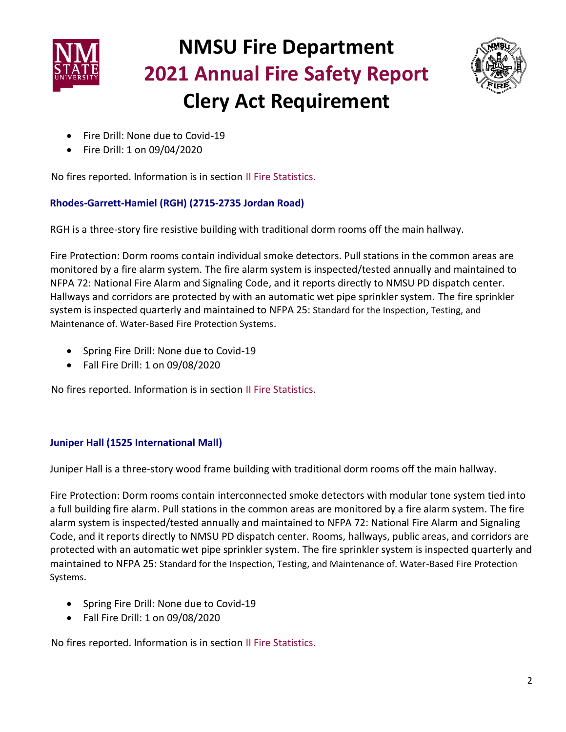- Fire Drill: None due to Covid-19
- Fire Drill: 1 on 09/04/2020

No fires reported. Information is in section II Fire Statistics.

### Rhodes-Garrett-Hamiel (RGH) (2715-2735 Jordan Road)

RGH is a three-story fire resistive building with traditional dorm rooms off the main hallway.

Fire Protection: Dorm rooms contain individual smoke detectors. Pull stations in the common areas are monitored by a fire alarm system. The fire alarm system is inspected/tested annually and maintained to NFPA 72: National Fire Alarm and Signaling Code, and it reports directly to NMSU PD dispatch center. Hallways and corridors are protected by with an automatic wet pipe sprinkler system. The fire sprinkler system is inspected quarterly and maintained to NFPA 25: Standard for the Inspection, Testing, and Maintenance of. Water-Based Fire Protection Systems.

- Spring Fire Drill: None due to Covid-19
- Fall Fire Drill: 1 on 09/08/2020

No fires reported. Information is in section II Fire Statistics.

### Juniper Hall (1525 International Mall)

Juniper Hall is a three-story wood frame building with traditional dorm rooms off the main hallway.

Fire Protection: Dorm rooms contain interconnected smoke detectors with modular tone system tied into a full building fire alarm. Pull stations in the common areas are monitored by a fire alarm system. The fire alarm system is inspected/tested annually and maintained to NFPA 72: National Fire Alarm and Signaling Code, and it reports directly to NMSU PD dispatch center. Rooms, hallways, public areas, and corridors are protected with an automatic wet pipe sprinkler system. The fire sprinkler system is inspected quarterly and maintained to NFPA 25: Standard for the Inspection, Testing, and Maintenance of. Water-Based Fire Protection Systems.

- Spring Fire Drill: None due to Covid-19
- Fall Fire Drill: 1 on 09/08/2020

No fires reported. Information is in section II Fire Statistics.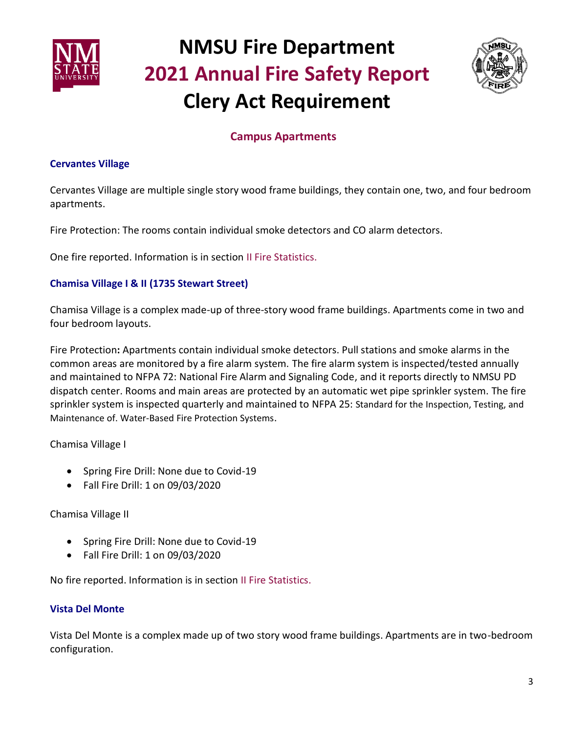## Campus Apartments

### Cervantes Village

Cervantes Village are multiple single story wood frame buildings, they contain one, two, and four bedroom apartments.

Fire Protection: The rooms contain individual smoke detectors and CO alarm detectors.

One fire reported. Information is in section II Fire Statistics.

### Chamisa Village I & II (1735 Stewart Street)

Chamisa Village is a complex made-up of three-story wood frame buildings. Apartments come in two and four bedroom layouts.

Fire Protection**:** Apartments contain individual smoke detectors. Pull stations and smoke alarms in the common areas are monitored by a fire alarm system. The fire alarm system is inspected/tested annually and maintained to NFPA 72: National Fire Alarm and Signaling Code, and it reports directly to NMSU PD dispatch center. Rooms and main areas are protected by an automatic wet pipe sprinkler system. The fire sprinkler system is inspected quarterly and maintained to NFPA 25: Standard for the Inspection, Testing, and Maintenance of. Water-Based Fire Protection Systems.

Chamisa Village I

- Spring Fire Drill: None due to Covid-19
- Fall Fire Drill: 1 on 09/03/2020

Chamisa Village II

- Spring Fire Drill: None due to Covid-19
- Fall Fire Drill: 1 on 09/03/2020

No fire reported. Information is in section II Fire Statistics.

### Vista Del Monte

Vista Del Monte is a complex made up of two story wood frame buildings. Apartments are in two-bedroom configuration.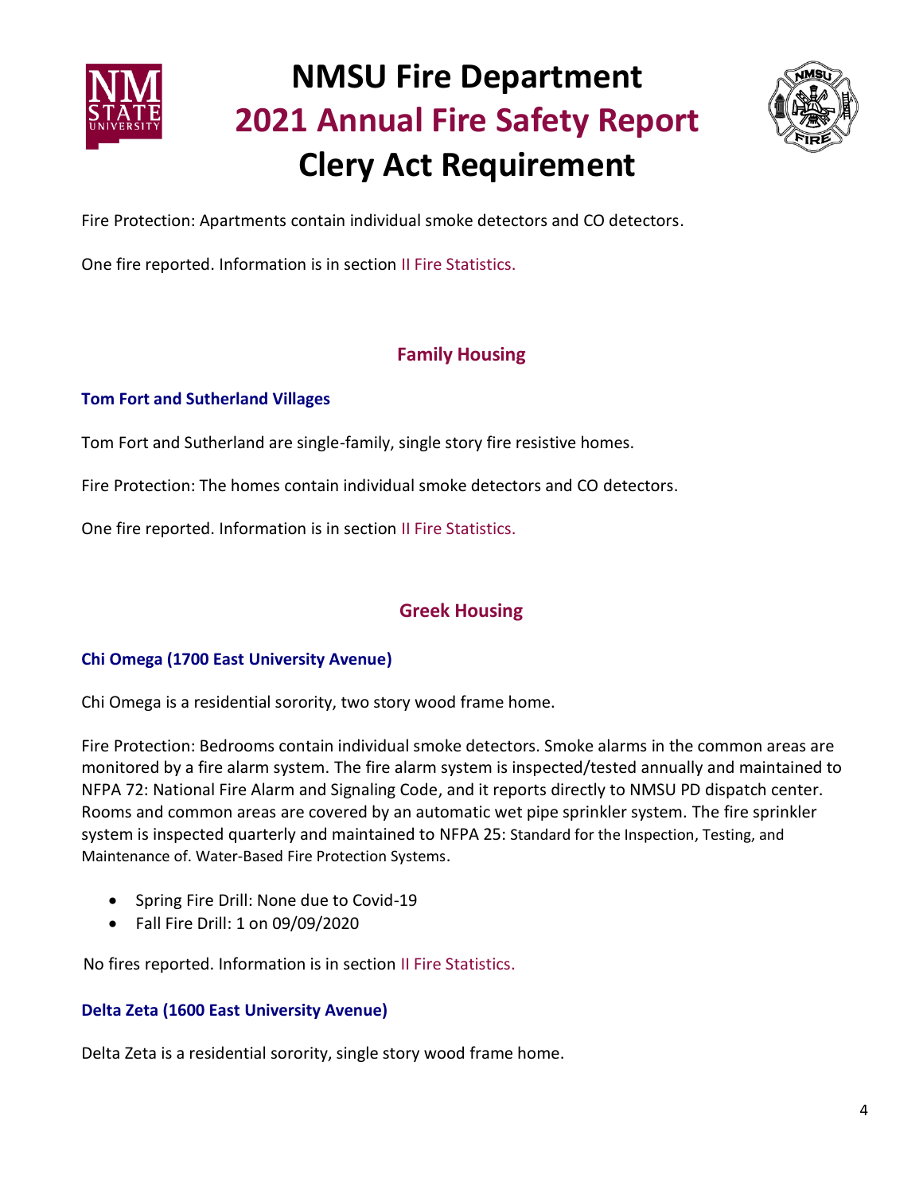Fire Protection: Apartments contain individual smoke detectors and CO detectors.

One fire reported. Information is in section II Fire Statistics.

## Family Housing

### Tom Fort and Sutherland Villages

Tom Fort and Sutherland are single-family, single story fire resistive homes.

Fire Protection: The homes contain individual smoke detectors and CO detectors.

One fire reported. Information is in section II Fire Statistics.

## Greek Housing

### Chi Omega (1700 East University Avenue)

Chi Omega is a residential sorority, two story wood frame home.

Fire Protection: Bedrooms contain individual smoke detectors. Smoke alarms in the common areas are monitored by a fire alarm system. The fire alarm system is inspected/tested annually and maintained to NFPA 72: National Fire Alarm and Signaling Code, and it reports directly to NMSU PD dispatch center. Rooms and common areas are covered by an automatic wet pipe sprinkler system. The fire sprinkler system is inspected quarterly and maintained to NFPA 25: Standard for the Inspection, Testing, and Maintenance of. Water-Based Fire Protection Systems.

- Spring Fire Drill: None due to Covid-19
- Fall Fire Drill: 1 on 09/09/2020

No fires reported. Information is in section II Fire Statistics.

### Delta Zeta (1600 East University Avenue)

Delta Zeta is a residential sorority, single story wood frame home.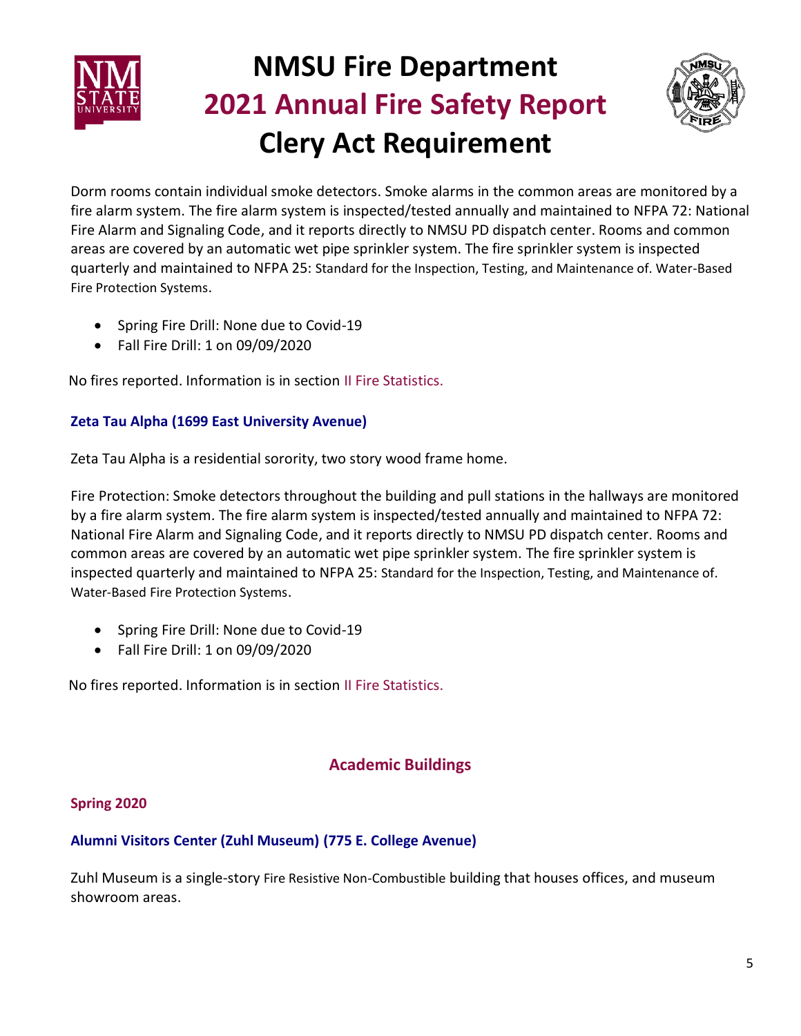Dorm rooms contain individual smoke detectors. Smoke alarms in the common areas are monitored by a fire alarm system. The fire alarm system is inspected/tested annually and maintained to NFPA 72: National Fire Alarm and Signaling Code, and it reports directly to NMSU PD dispatch center. Rooms and common areas are covered by an automatic wet pipe sprinkler system. The fire sprinkler system is inspected quarterly and maintained to NFPA 25: Standard for the Inspection, Testing, and Maintenance of. Water-Based Fire Protection Systems.

- Spring Fire Drill: None due to Covid-19
- Fall Fire Drill: 1 on 09/09/2020

No fires reported. Information is in section II Fire Statistics.

### Zeta Tau Alpha (1699 East University Avenue)

Zeta Tau Alpha is a residential sorority, two story wood frame home.

Fire Protection: Smoke detectors throughout the building and pull stations in the hallways are monitored by a fire alarm system. The fire alarm system is inspected/tested annually and maintained to NFPA 72: National Fire Alarm and Signaling Code, and it reports directly to NMSU PD dispatch center. Rooms and common areas are covered by an automatic wet pipe sprinkler system. The fire sprinkler system is inspected quarterly and maintained to NFPA 25: Standard for the Inspection, Testing, and Maintenance of. Water-Based Fire Protection Systems.

- Spring Fire Drill: None due to Covid-19
- Fall Fire Drill: 1 on 09/09/2020

No fires reported. Information is in section II Fire Statistics.

## Academic Buildings

### Spring 2020

### Alumni Visitors Center (Zuhl Museum) (775 E. College Avenue)

Zuhl Museum is a single-story Fire Resistive Non-Combustible building that houses offices, and museum showroom areas.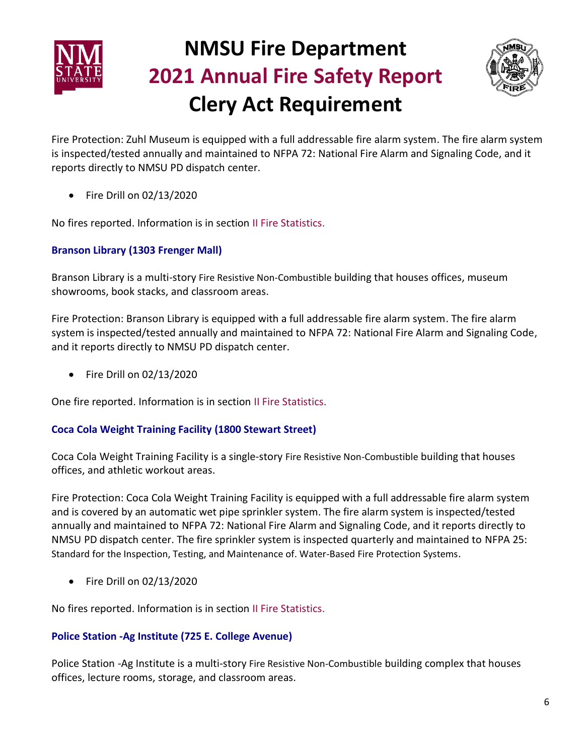Fire Protection: Zuhl Museum is equipped with a full addressable fire alarm system. The fire alarm system is inspected/tested annually and maintained to NFPA 72: National Fire Alarm and Signaling Code, and it reports directly to NMSU PD dispatch center.

- Fire Drill on 02/13/2020

No fires reported. Information is in section II Fire Statistics.

### Branson Library (1303 Frenger Mall)

Branson Library is a multi-story Fire Resistive Non-Combustible building that houses offices, museum showrooms, book stacks, and classroom areas.

Fire Protection: Branson Library is equipped with a full addressable fire alarm system. The fire alarm system is inspected/tested annually and maintained to NFPA 72: National Fire Alarm and Signaling Code, and it reports directly to NMSU PD dispatch center.

- Fire Drill on 02/13/2020

One fire reported. Information is in section II Fire Statistics.

### Coca Cola Weight Training Facility (1800 Stewart Street)

Coca Cola Weight Training Facility is a single-story Fire Resistive Non-Combustible building that houses offices, and athletic workout areas.

Fire Protection: Coca Cola Weight Training Facility is equipped with a full addressable fire alarm system and is covered by an automatic wet pipe sprinkler system. The fire alarm system is inspected/tested annually and maintained to NFPA 72: National Fire Alarm and Signaling Code, and it reports directly to NMSU PD dispatch center. The fire sprinkler system is inspected quarterly and maintained to NFPA 25: Standard for the Inspection, Testing, and Maintenance of. Water-Based Fire Protection Systems.

- Fire Drill on 02/13/2020

No fires reported. Information is in section II Fire Statistics.

### Police Station -Ag Institute (725 E. College Avenue)

Police Station -Ag Institute is a multi-story Fire Resistive Non-Combustible building complex that houses offices, lecture rooms, storage, and classroom areas.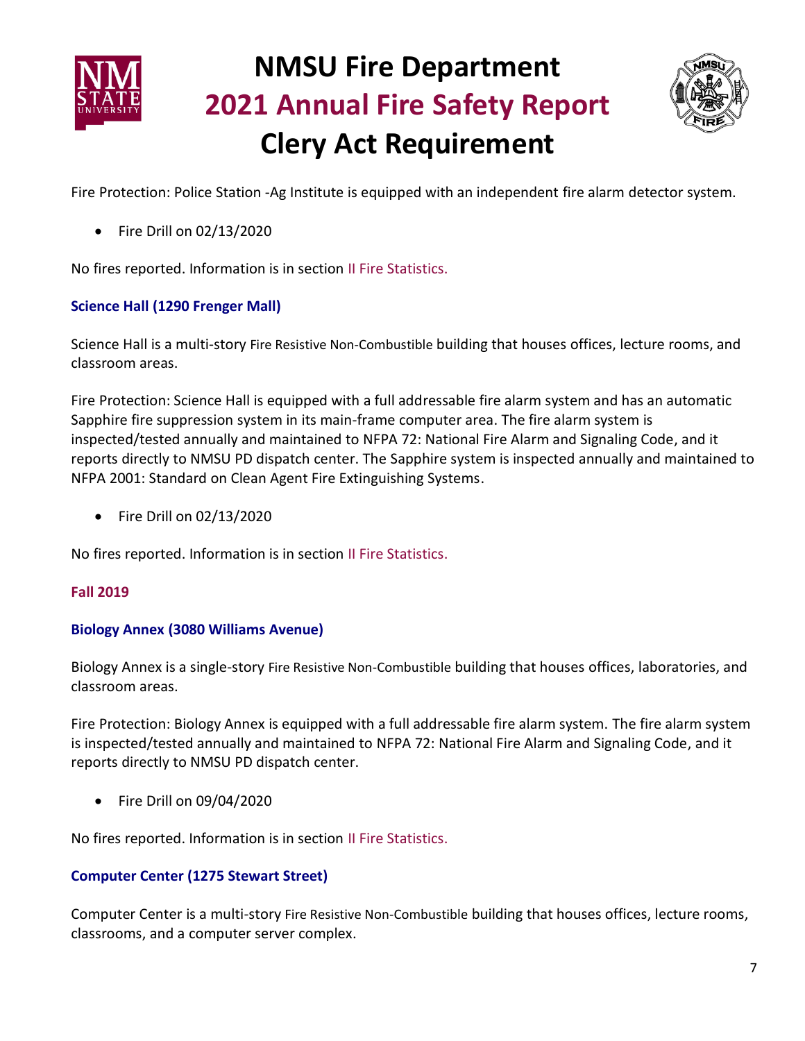Fire Protection: Police Station -Ag Institute is equipped with an independent fire alarm detector system.

- Fire Drill on 02/13/2020

No fires reported. Information is in section II Fire Statistics.

### Science Hall (1290 Frenger Mall)

Science Hall is a multi-story Fire Resistive Non-Combustible building that houses offices, lecture rooms, and classroom areas.

Fire Protection: Science Hall is equipped with a full addressable fire alarm system and has an automatic Sapphire fire suppression system in its main-frame computer area. The fire alarm system is inspected/tested annually and maintained to NFPA 72: National Fire Alarm and Signaling Code, and it reports directly to NMSU PD dispatch center. The Sapphire system is inspected annually and maintained to NFPA 2001: Standard on Clean Agent Fire Extinguishing Systems.

- Fire Drill on 02/13/2020

No fires reported. Information is in section II Fire Statistics.

## Fall 2019

### Biology Annex (3080 Williams Avenue)

Biology Annex is a single-story Fire Resistive Non-Combustible building that houses offices, laboratories, and classroom areas.

Fire Protection: Biology Annex is equipped with a full addressable fire alarm system. The fire alarm system is inspected/tested annually and maintained to NFPA 72: National Fire Alarm and Signaling Code, and it reports directly to NMSU PD dispatch center.

- Fire Drill on 09/04/2020

No fires reported. Information is in section II Fire Statistics.

### Computer Center (1275 Stewart Street)

Computer Center is a multi-story Fire Resistive Non-Combustible building that houses offices, lecture rooms, classrooms, and a computer server complex.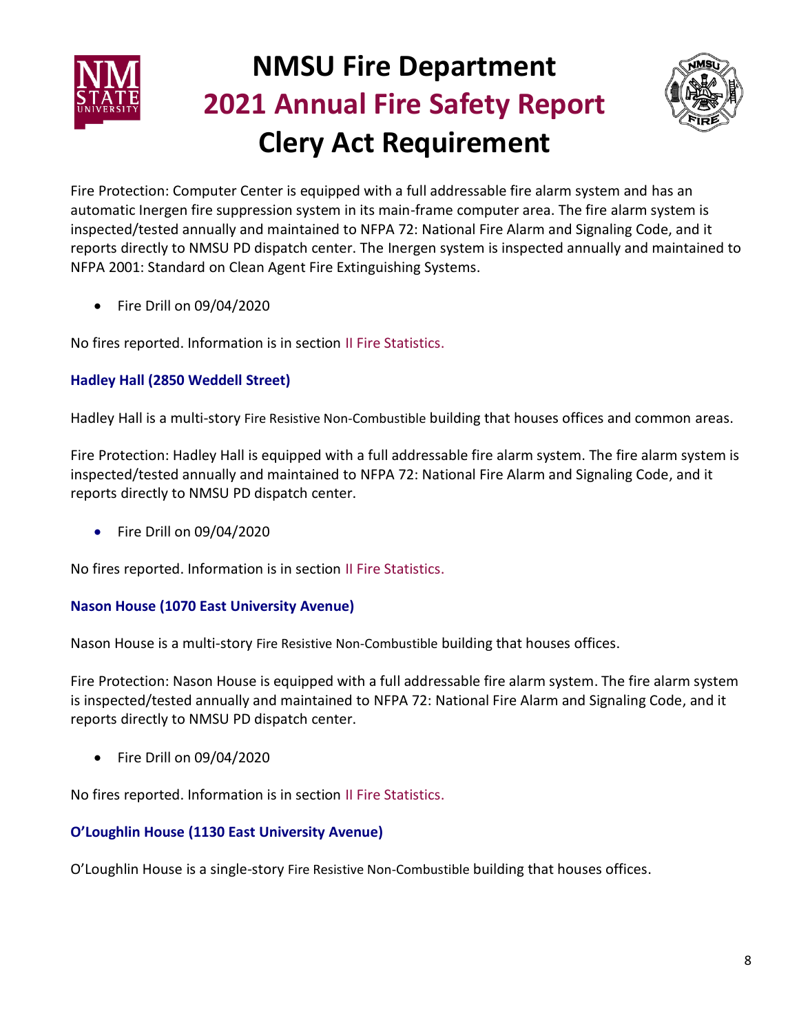Fire Protection: Computer Center is equipped with a full addressable fire alarm system and has an automatic Inergen fire suppression system in its main-frame computer area. The fire alarm system is inspected/tested annually and maintained to NFPA 72: National Fire Alarm and Signaling Code, and it reports directly to NMSU PD dispatch center. The Inergen system is inspected annually and maintained to NFPA 2001: Standard on Clean Agent Fire Extinguishing Systems.

- Fire Drill on 09/04/2020

No fires reported. Information is in section II Fire Statistics.

### Hadley Hall (2850 Weddell Street)

Hadley Hall is a multi-story Fire Resistive Non-Combustible building that houses offices and common areas.

Fire Protection: Hadley Hall is equipped with a full addressable fire alarm system. The fire alarm system is inspected/tested annually and maintained to NFPA 72: National Fire Alarm and Signaling Code, and it reports directly to NMSU PD dispatch center.

- Fire Drill on 09/04/2020

No fires reported. Information is in section II Fire Statistics.

### Nason House (1070 East University Avenue)

Nason House is a multi-story Fire Resistive Non-Combustible building that houses offices.

Fire Protection: Nason House is equipped with a full addressable fire alarm system. The fire alarm system is inspected/tested annually and maintained to NFPA 72: National Fire Alarm and Signaling Code, and it reports directly to NMSU PD dispatch center.

- Fire Drill on 09/04/2020

No fires reported. Information is in section II Fire Statistics.

### O'Loughlin House (1130 East University Avenue)

O'Loughlin House is a single-story Fire Resistive Non-Combustible building that houses offices.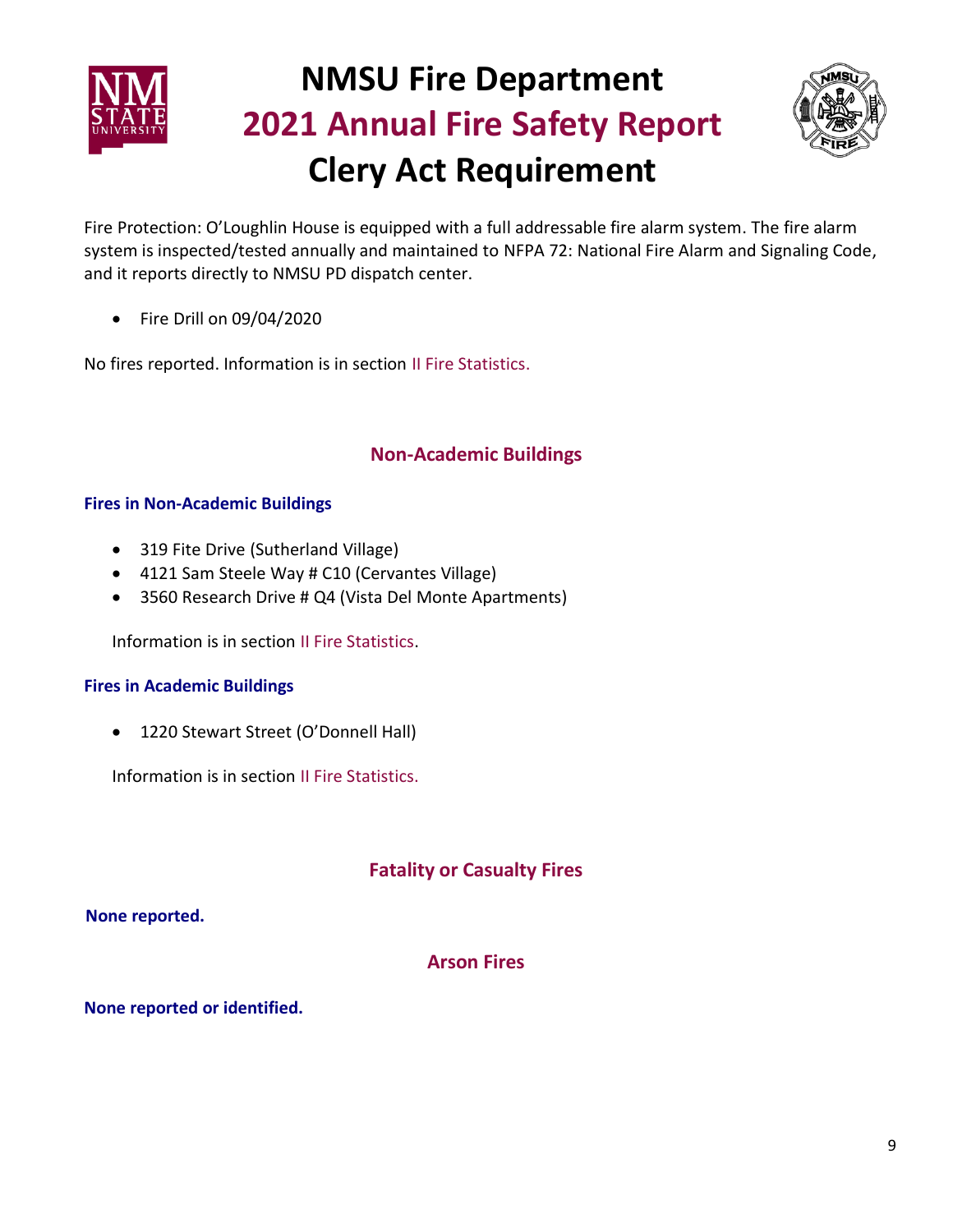Fire Protection: O'Loughlin House is equipped with a full addressable fire alarm system. The fire alarm system is inspected/tested annually and maintained to NFPA 72: National Fire Alarm and Signaling Code, and it reports directly to NMSU PD dispatch center.

- Fire Drill on 09/04/2020

No fires reported. Information is in section II Fire Statistics.

## Non-Academic Buildings

### Fires in Non-Academic Buildings

- 319 Fite Drive (Sutherland Village)
- 4121 Sam Steele Way # C10 (Cervantes Village)
- 3560 Research Drive # Q4 (Vista Del Monte Apartments)

Information is in section II Fire Statistics.

### Fires in Academic Buildings

- 1220 Stewart Street (O'Donnell Hall)

Information is in section II Fire Statistics.

## Fatality or Casualty Fires

**None reported.**

## Arson Fires

**None reported or identified.**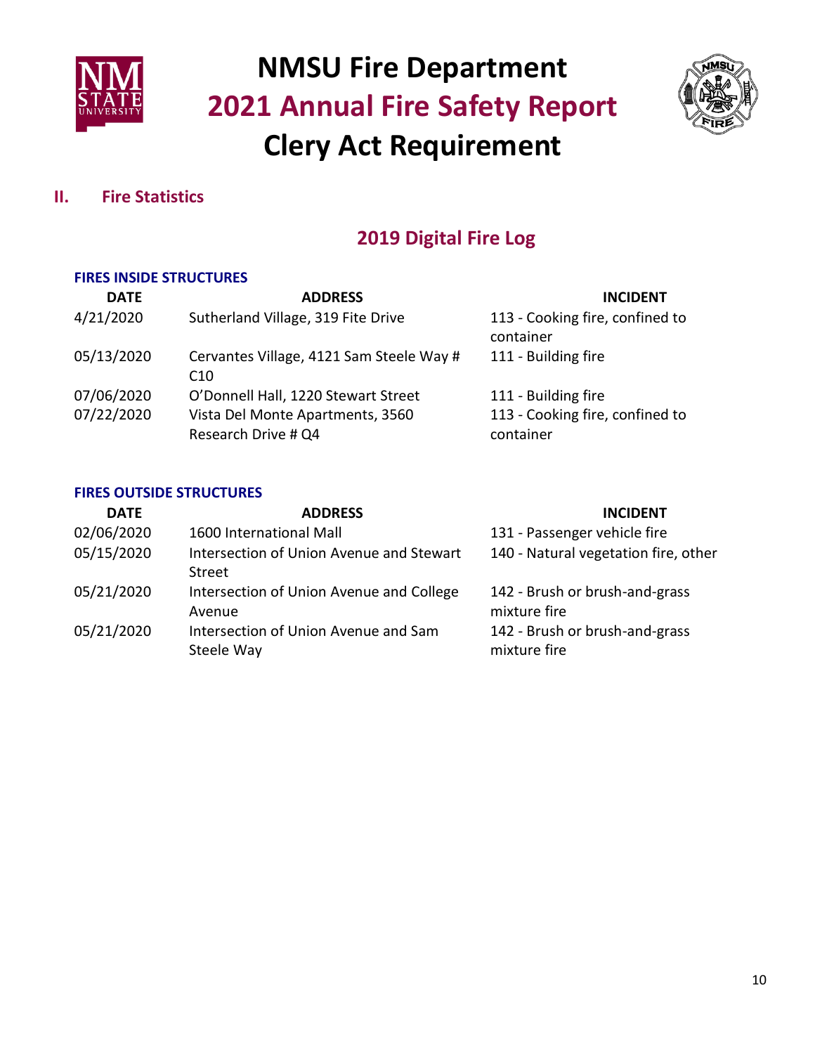# NMSU Fire Department
# 2021 Annual Fire Safety Report
# Clery Act Requirement

## II. Fire Statistics

## 2019 Digital Fire Log

### FIRES INSIDE STRUCTURES

| DATE | ADDRESS | INCIDENT |
|---|---|---|
| 4/21/2020 | Sutherland Village, 319 Fite Drive | 113 - Cooking fire, confined to container |
| 05/13/2020 | Cervantes Village, 4121 Sam Steele Way # C10 | 111 - Building fire |
| 07/06/2020 | O'Donnell Hall, 1220 Stewart Street | 111 - Building fire |
| 07/22/2020 | Vista Del Monte Apartments, 3560 Research Drive # Q4 | 113 - Cooking fire, confined to container |

### FIRES OUTSIDE STRUCTURES

| DATE | ADDRESS | INCIDENT |
|---|---|---|
| 02/06/2020 | 1600 International Mall | 131 - Passenger vehicle fire |
| 05/15/2020 | Intersection of Union Avenue and Stewart Street | 140 - Natural vegetation fire, other |
| 05/21/2020 | Intersection of Union Avenue and College Avenue | 142 - Brush or brush-and-grass mixture fire |
| 05/21/2020 | Intersection of Union Avenue and Sam Steele Way | 142 - Brush or brush-and-grass mixture fire |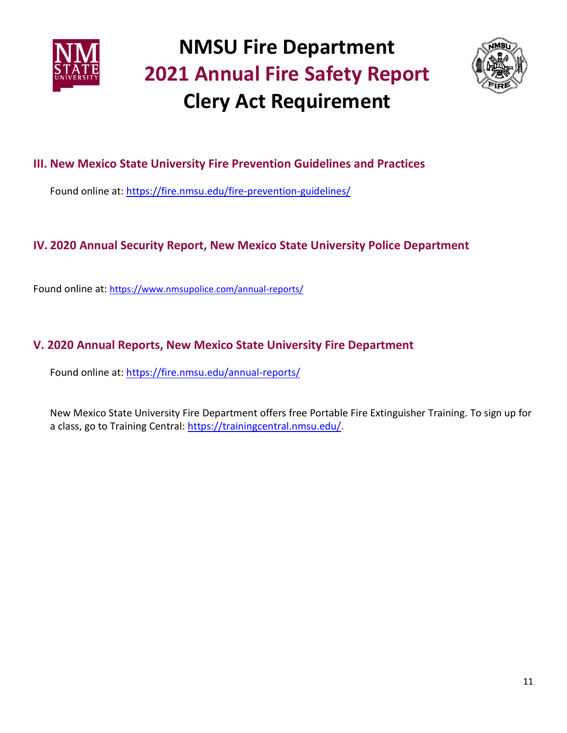# NMSU Fire Department
# 2021 Annual Fire Safety Report
# Clery Act Requirement

## III. New Mexico State University Fire Prevention Guidelines and Practices

Found online at: https://fire.nmsu.edu/fire-prevention-guidelines/

## IV. 2020 Annual Security Report, New Mexico State University Police Department

Found online at: https://www.nmsupolice.com/annual-reports/

## V. 2020 Annual Reports, New Mexico State University Fire Department

Found online at: https://fire.nmsu.edu/annual-reports/

New Mexico State University Fire Department offers free Portable Fire Extinguisher Training. To sign up for a class, go to Training Central: https://trainingcentral.nmsu.edu/.